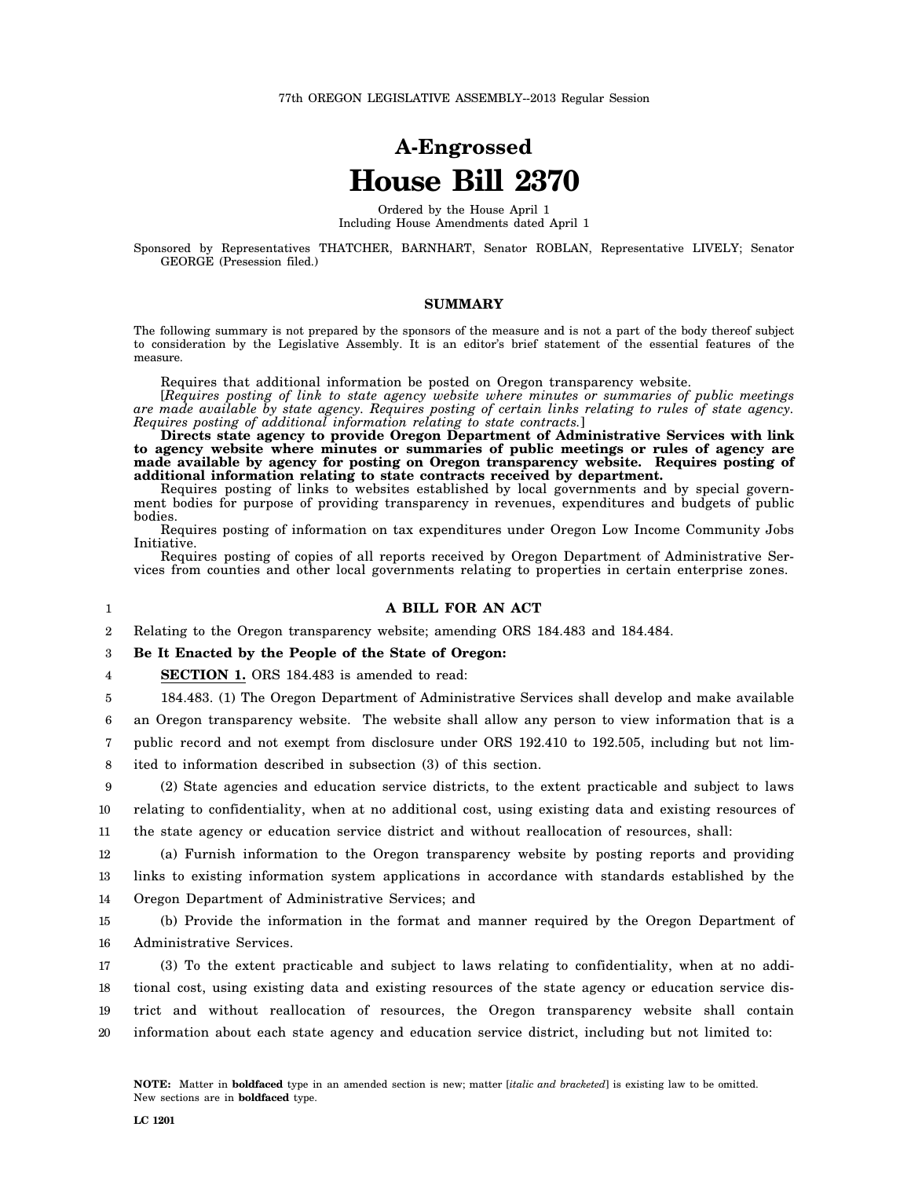77th OREGON LEGISLATIVE ASSEMBLY--2013 Regular Session

# A-Engrossed
# House Bill 2370

Ordered by the House April 1
Including House Amendments dated April 1

Sponsored by Representatives THATCHER, BARNHART, Senator ROBLAN, Representative LIVELY; Senator GEORGE (Presession filed.)

## SUMMARY

The following summary is not prepared by the sponsors of the measure and is not a part of the body thereof subject to consideration by the Legislative Assembly. It is an editor's brief statement of the essential features of the measure.

Requires that additional information be posted on Oregon transparency website.

[*Requires posting of link to state agency website where minutes or summaries of public meetings are made available by state agency. Requires posting of certain links relating to rules of state agency. Requires posting of additional information relating to state contracts.*]

**Directs state agency to provide Oregon Department of Administrative Services with link to agency website where minutes or summaries of public meetings or rules of agency are made available by agency for posting on Oregon transparency website. Requires posting of additional information relating to state contracts received by department.**

Requires posting of links to websites established by local governments and by special government bodies for purpose of providing transparency in revenues, expenditures and budgets of public bodies.

Requires posting of information on tax expenditures under Oregon Low Income Community Jobs Initiative.

Requires posting of copies of all reports received by Oregon Department of Administrative Services from counties and other local governments relating to properties in certain enterprise zones.

### A BILL FOR AN ACT

Relating to the Oregon transparency website; amending ORS 184.483 and 184.484.

**Be It Enacted by the People of the State of Oregon:**

**SECTION 1.** ORS 184.483 is amended to read:

184.483. (1) The Oregon Department of Administrative Services shall develop and make available an Oregon transparency website. The website shall allow any person to view information that is a public record and not exempt from disclosure under ORS 192.410 to 192.505, including but not limited to information described in subsection (3) of this section.

(2) State agencies and education service districts, to the extent practicable and subject to laws relating to confidentiality, when at no additional cost, using existing data and existing resources of the state agency or education service district and without reallocation of resources, shall:

(a) Furnish information to the Oregon transparency website by posting reports and providing links to existing information system applications in accordance with standards established by the Oregon Department of Administrative Services; and

(b) Provide the information in the format and manner required by the Oregon Department of Administrative Services.

(3) To the extent practicable and subject to laws relating to confidentiality, when at no additional cost, using existing data and existing resources of the state agency or education service district and without reallocation of resources, the Oregon transparency website shall contain information about each state agency and education service district, including but not limited to:

**NOTE:** Matter in **boldfaced** type in an amended section is new; matter [*italic and bracketed*] is existing law to be omitted. New sections are in **boldfaced** type.

LC 1201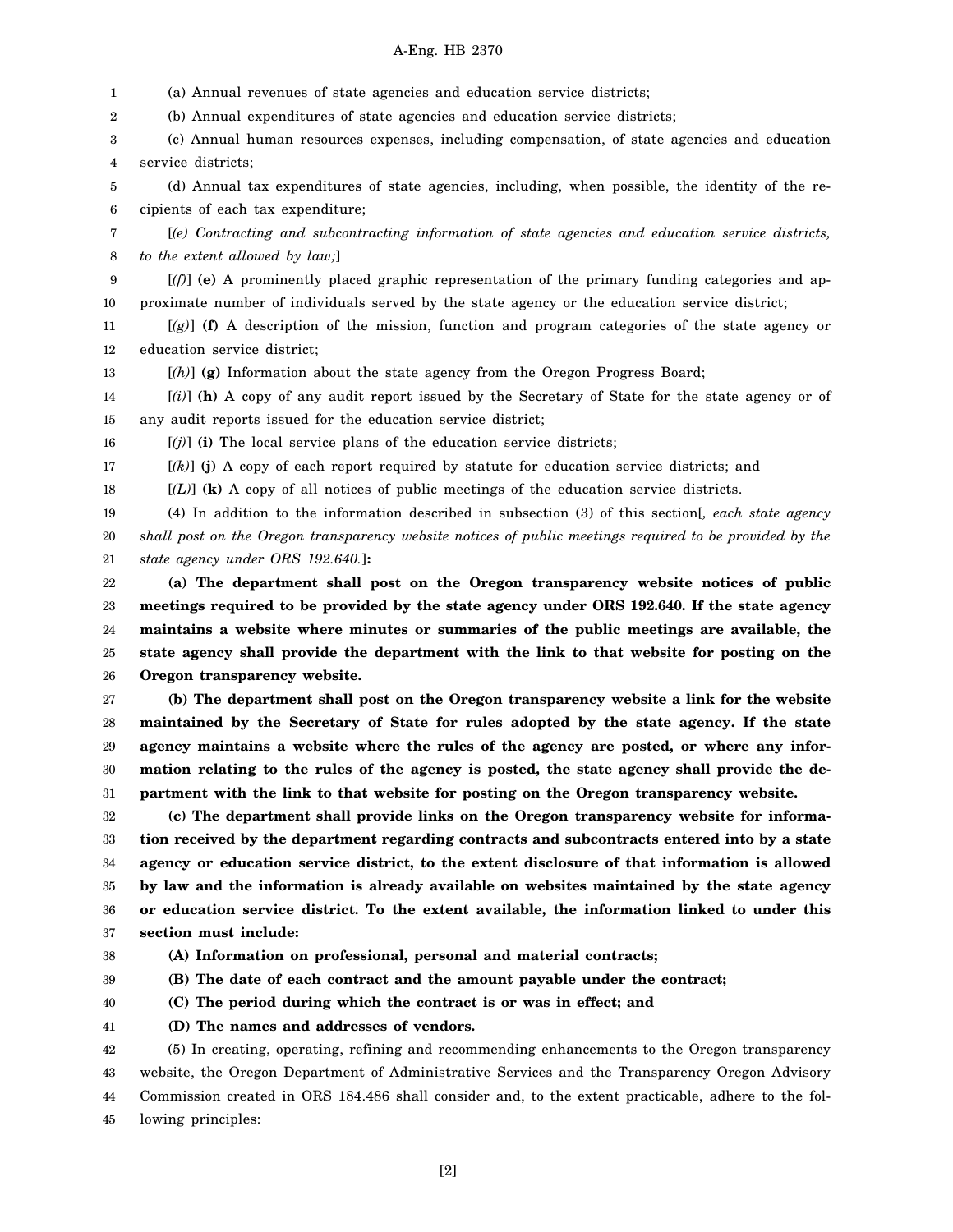(a) Annual revenues of state agencies and education service districts;

(b) Annual expenditures of state agencies and education service districts;

(c) Annual human resources expenses, including compensation, of state agencies and education service districts;

(d) Annual tax expenditures of state agencies, including, when possible, the identity of the recipients of each tax expenditure;

[*(e) Contracting and subcontracting information of state agencies and education service districts, to the extent allowed by law;*]

[*(f)*] **(e)** A prominently placed graphic representation of the primary funding categories and approximate number of individuals served by the state agency or the education service district;

[*(g)*] **(f)** A description of the mission, function and program categories of the state agency or education service district;

[*(h)*] **(g)** Information about the state agency from the Oregon Progress Board;

[*(i)*] **(h)** A copy of any audit report issued by the Secretary of State for the state agency or of any audit reports issued for the education service district;

[*(j)*] **(i)** The local service plans of the education service districts;

[*(k)*] **(j)** A copy of each report required by statute for education service districts; and

[*(L)*] **(k)** A copy of all notices of public meetings of the education service districts.

(4) In addition to the information described in subsection (3) of this section[*, each state agency shall post on the Oregon transparency website notices of public meetings required to be provided by the state agency under ORS 192.640.*]**:**

**(a) The department shall post on the Oregon transparency website notices of public meetings required to be provided by the state agency under ORS 192.640. If the state agency maintains a website where minutes or summaries of the public meetings are available, the state agency shall provide the department with the link to that website for posting on the Oregon transparency website.**

**(b) The department shall post on the Oregon transparency website a link for the website maintained by the Secretary of State for rules adopted by the state agency. If the state agency maintains a website where the rules of the agency are posted, or where any information relating to the rules of the agency is posted, the state agency shall provide the department with the link to that website for posting on the Oregon transparency website.**

**(c) The department shall provide links on the Oregon transparency website for information received by the department regarding contracts and subcontracts entered into by a state agency or education service district, to the extent disclosure of that information is allowed by law and the information is already available on websites maintained by the state agency or education service district. To the extent available, the information linked to under this section must include:**

**(A) Information on professional, personal and material contracts;**

**(B) The date of each contract and the amount payable under the contract;**

**(C) The period during which the contract is or was in effect; and**

**(D) The names and addresses of vendors.**

(5) In creating, operating, refining and recommending enhancements to the Oregon transparency website, the Oregon Department of Administrative Services and the Transparency Oregon Advisory Commission created in ORS 184.486 shall consider and, to the extent practicable, adhere to the following principles: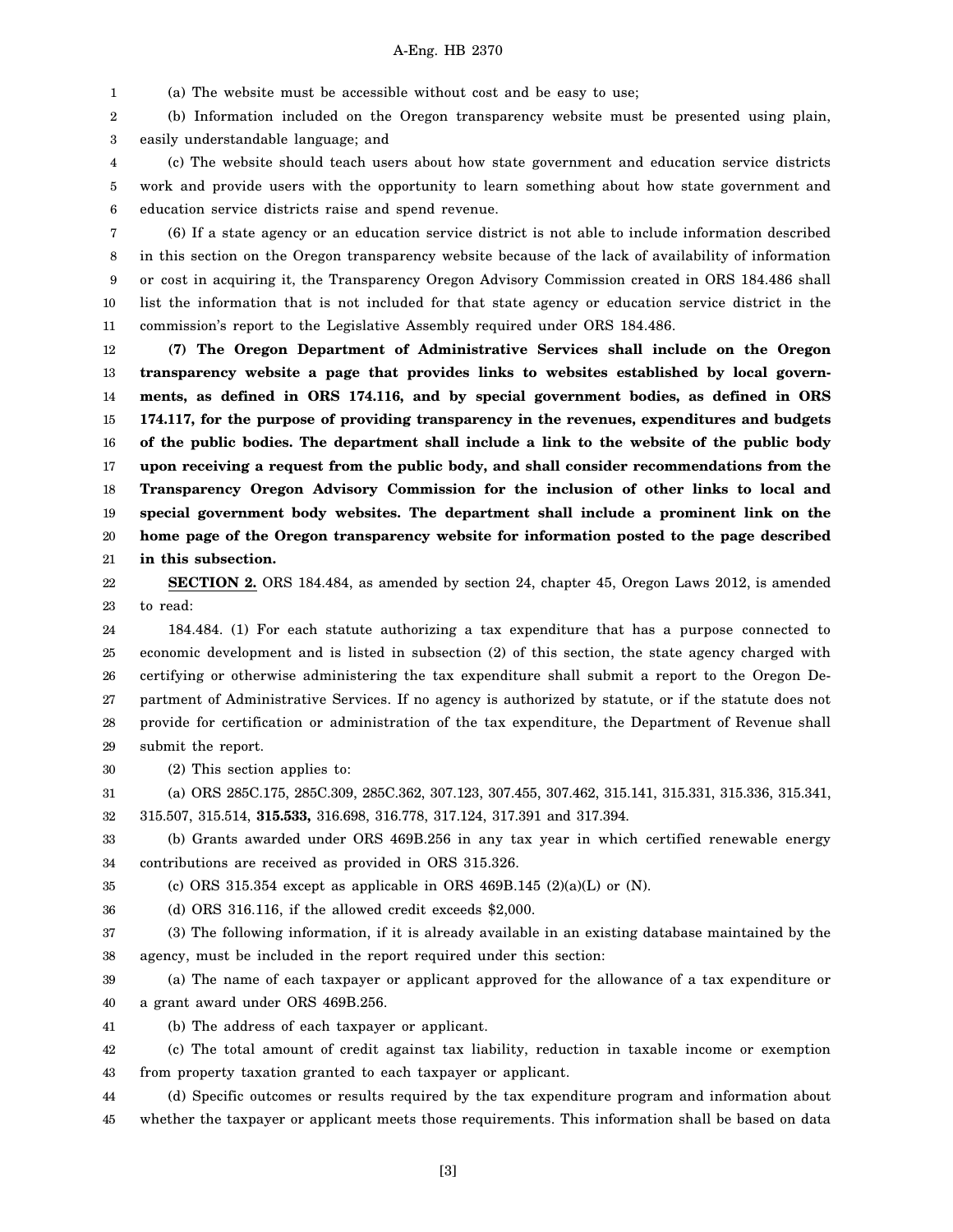(a) The website must be accessible without cost and be easy to use;

(b) Information included on the Oregon transparency website must be presented using plain, easily understandable language; and

(c) The website should teach users about how state government and education service districts work and provide users with the opportunity to learn something about how state government and education service districts raise and spend revenue.

(6) If a state agency or an education service district is not able to include information described in this section on the Oregon transparency website because of the lack of availability of information or cost in acquiring it, the Transparency Oregon Advisory Commission created in ORS 184.486 shall list the information that is not included for that state agency or education service district in the commission's report to the Legislative Assembly required under ORS 184.486.

**(7) The Oregon Department of Administrative Services shall include on the Oregon transparency website a page that provides links to websites established by local governments, as defined in ORS 174.116, and by special government bodies, as defined in ORS 174.117, for the purpose of providing transparency in the revenues, expenditures and budgets of the public bodies. The department shall include a link to the website of the public body upon receiving a request from the public body, and shall consider recommendations from the Transparency Oregon Advisory Commission for the inclusion of other links to local and special government body websites. The department shall include a prominent link on the home page of the Oregon transparency website for information posted to the page described in this subsection.**

**SECTION 2.** ORS 184.484, as amended by section 24, chapter 45, Oregon Laws 2012, is amended to read:

184.484. (1) For each statute authorizing a tax expenditure that has a purpose connected to economic development and is listed in subsection (2) of this section, the state agency charged with certifying or otherwise administering the tax expenditure shall submit a report to the Oregon Department of Administrative Services. If no agency is authorized by statute, or if the statute does not provide for certification or administration of the tax expenditure, the Department of Revenue shall submit the report.

(2) This section applies to:

(a) ORS 285C.175, 285C.309, 285C.362, 307.123, 307.455, 307.462, 315.141, 315.331, 315.336, 315.341, 315.507, 315.514, **315.533,** 316.698, 316.778, 317.124, 317.391 and 317.394.

(b) Grants awarded under ORS 469B.256 in any tax year in which certified renewable energy contributions are received as provided in ORS 315.326.

(c) ORS 315.354 except as applicable in ORS 469B.145 (2)(a)(L) or (N).

(d) ORS 316.116, if the allowed credit exceeds $2,000.

(3) The following information, if it is already available in an existing database maintained by the agency, must be included in the report required under this section:

(a) The name of each taxpayer or applicant approved for the allowance of a tax expenditure or a grant award under ORS 469B.256.

(b) The address of each taxpayer or applicant.

(c) The total amount of credit against tax liability, reduction in taxable income or exemption from property taxation granted to each taxpayer or applicant.

(d) Specific outcomes or results required by the tax expenditure program and information about whether the taxpayer or applicant meets those requirements. This information shall be based on data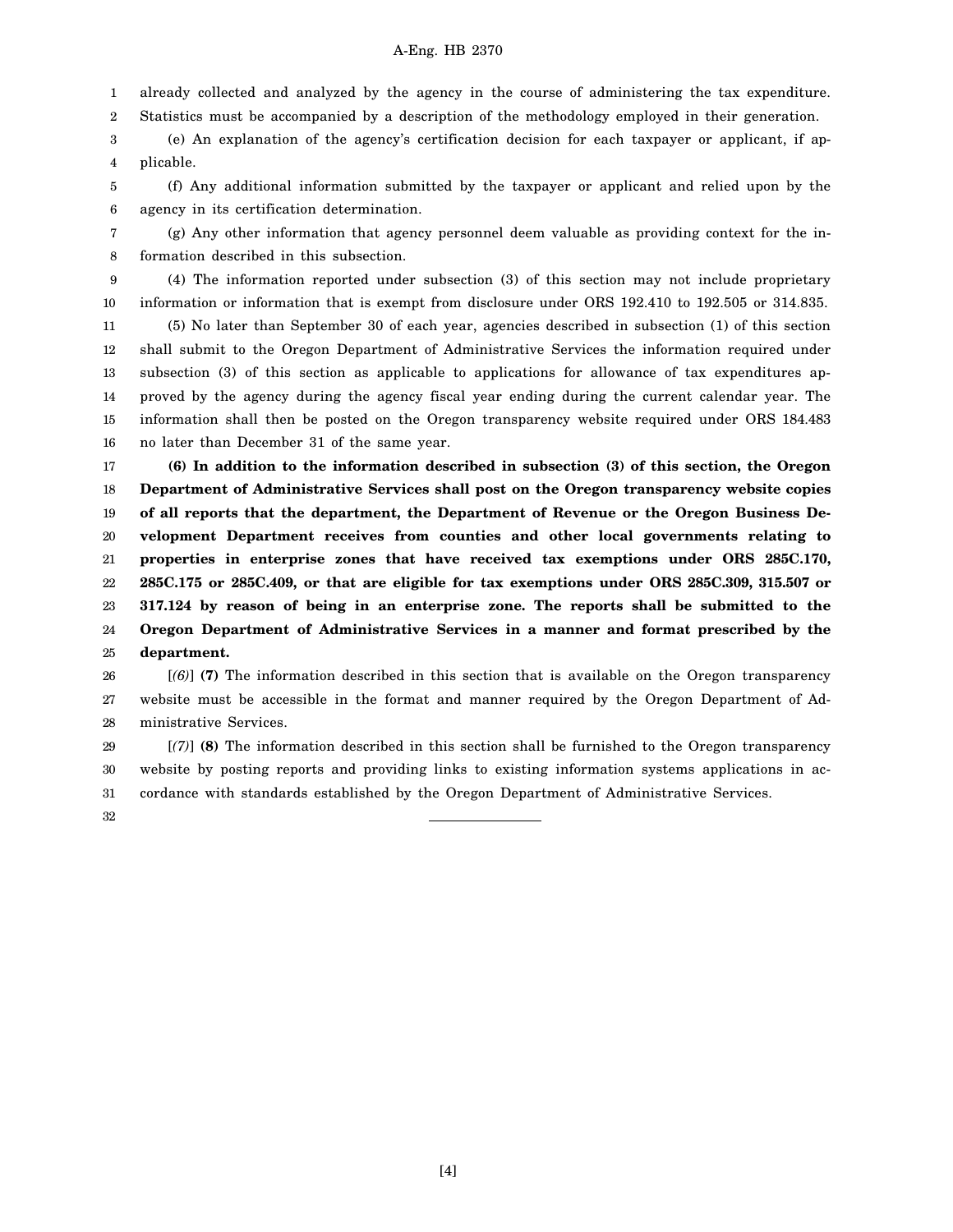already collected and analyzed by the agency in the course of administering the tax expenditure. Statistics must be accompanied by a description of the methodology employed in their generation.

(e) An explanation of the agency's certification decision for each taxpayer or applicant, if applicable.

(f) Any additional information submitted by the taxpayer or applicant and relied upon by the agency in its certification determination.

(g) Any other information that agency personnel deem valuable as providing context for the information described in this subsection.

(4) The information reported under subsection (3) of this section may not include proprietary information or information that is exempt from disclosure under ORS 192.410 to 192.505 or 314.835.

(5) No later than September 30 of each year, agencies described in subsection (1) of this section shall submit to the Oregon Department of Administrative Services the information required under subsection (3) of this section as applicable to applications for allowance of tax expenditures approved by the agency during the agency fiscal year ending during the current calendar year. The information shall then be posted on the Oregon transparency website required under ORS 184.483 no later than December 31 of the same year.

**(6) In addition to the information described in subsection (3) of this section, the Oregon Department of Administrative Services shall post on the Oregon transparency website copies of all reports that the department, the Department of Revenue or the Oregon Business Development Department receives from counties and other local governments relating to properties in enterprise zones that have received tax exemptions under ORS 285C.170, 285C.175 or 285C.409, or that are eligible for tax exemptions under ORS 285C.309, 315.507 or 317.124 by reason of being in an enterprise zone. The reports shall be submitted to the Oregon Department of Administrative Services in a manner and format prescribed by the department.**

[*(6)*] **(7)** The information described in this section that is available on the Oregon transparency website must be accessible in the format and manner required by the Oregon Department of Administrative Services.

[*(7)*] **(8)** The information described in this section shall be furnished to the Oregon transparency website by posting reports and providing links to existing information systems applications in accordance with standards established by the Oregon Department of Administrative Services.